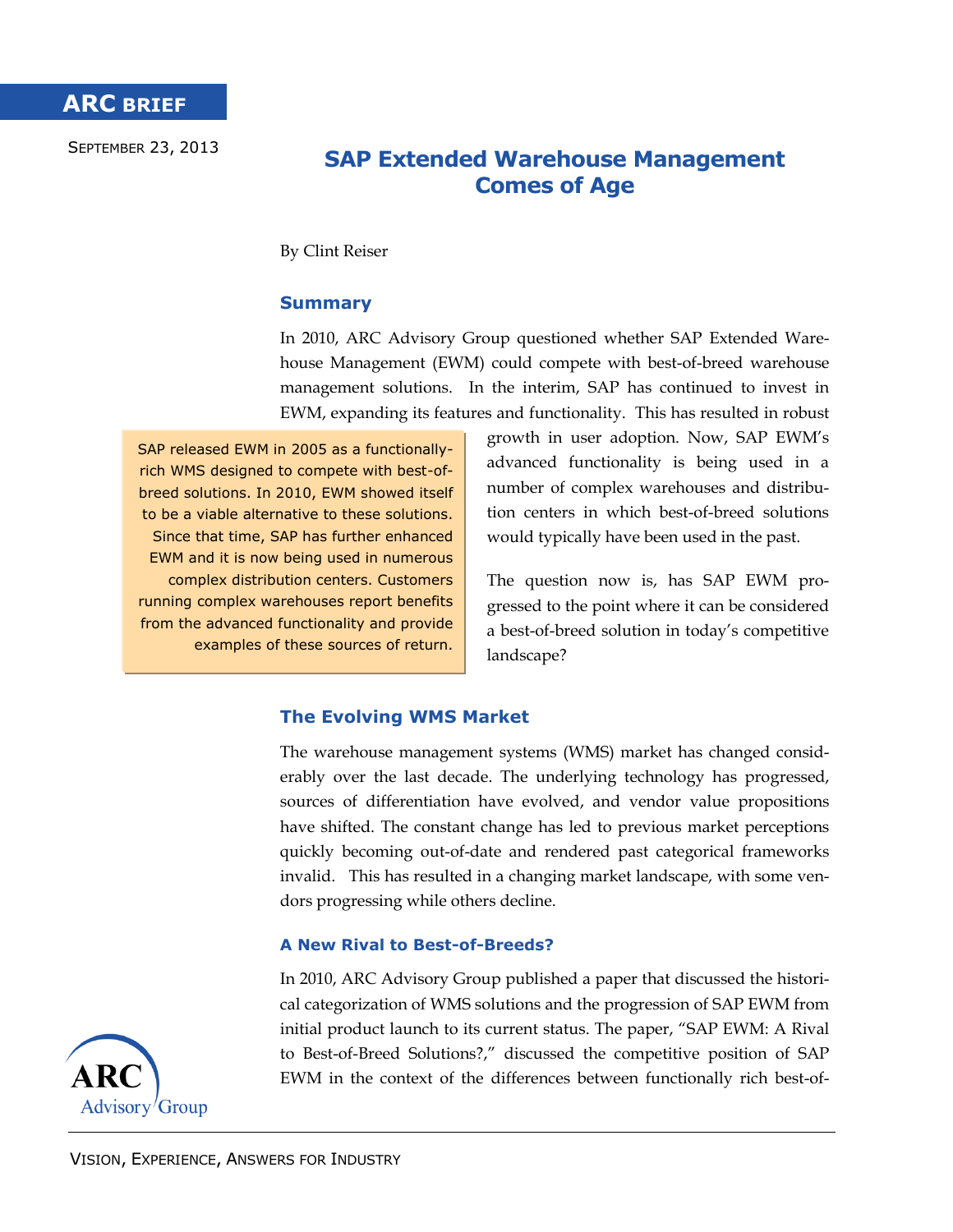ARC BRIEF

SEPTEMBER 23, 2013

# SAP Extended Warehouse Management Comes of Age

By Clint Reiser

## Summary

In 2010, ARC Advisory Group questioned whether SAP Extended Warehouse Management (EWM) could compete with best-of-breed warehouse management solutions. In the interim, SAP has continued to invest in EWM, expanding its features and functionality. This has resulted in robust growth in user adoption. Now, SAP EWM's advanced functionality is being used in a number of complex warehouses and distribution centers in which best-of-breed solutions would typically have been used in the past.

> SAP released EWM in 2005 as a functionally-rich WMS designed to compete with best-of-breed solutions. In 2010, EWM showed itself to be a viable alternative to these solutions. Since that time, SAP has further enhanced EWM and it is now being used in numerous complex distribution centers. Customers running complex warehouses report benefits from the advanced functionality and provide examples of these sources of return.

The question now is, has SAP EWM progressed to the point where it can be considered a best-of-breed solution in today's competitive landscape?

## The Evolving WMS Market

The warehouse management systems (WMS) market has changed considerably over the last decade. The underlying technology has progressed, sources of differentiation have evolved, and vendor value propositions have shifted. The constant change has led to previous market perceptions quickly becoming out-of-date and rendered past categorical frameworks invalid. This has resulted in a changing market landscape, with some vendors progressing while others decline.

### A New Rival to Best-of-Breeds?

In 2010, ARC Advisory Group published a paper that discussed the historical categorization of WMS solutions and the progression of SAP EWM from initial product launch to its current status. The paper, "SAP EWM: A Rival to Best-of-Breed Solutions?," discussed the competitive position of SAP EWM in the context of the differences between functionally rich best-of-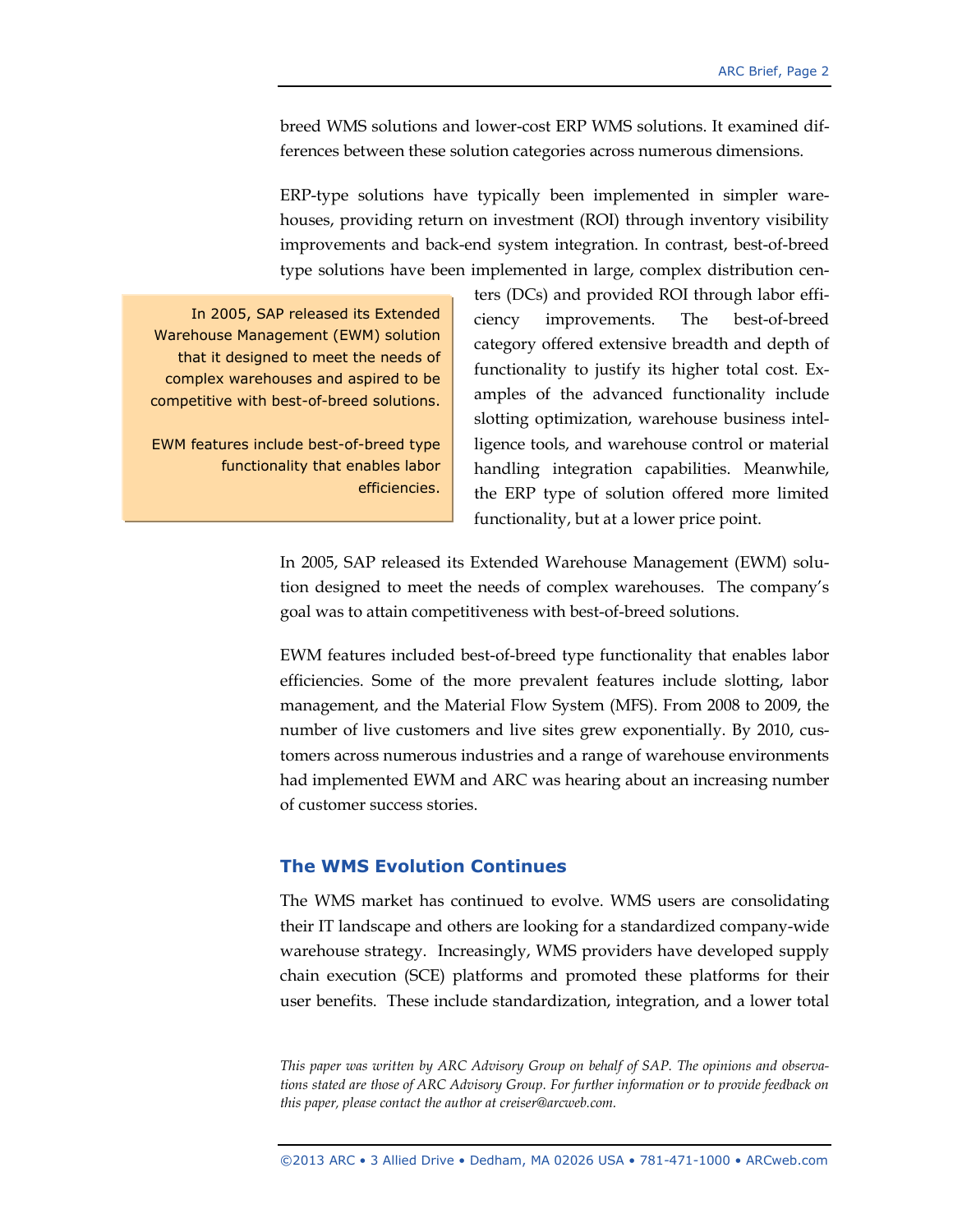breed WMS solutions and lower-cost ERP WMS solutions. It examined differences between these solution categories across numerous dimensions.

ERP-type solutions have typically been implemented in simpler warehouses, providing return on investment (ROI) through inventory visibility improvements and back-end system integration. In contrast, best-of-breed type solutions have been implemented in large, complex distribution centers (DCs) and provided ROI through labor efficiency improvements. The best-of-breed category offered extensive breadth and depth of functionality to justify its higher total cost. Examples of the advanced functionality include slotting optimization, warehouse business intelligence tools, and warehouse control or material handling integration capabilities. Meanwhile, the ERP type of solution offered more limited functionality, but at a lower price point.

> In 2005, SAP released its Extended Warehouse Management (EWM) solution that it designed to meet the needs of complex warehouses and aspired to be competitive with best-of-breed solutions.
>
> EWM features include best-of-breed type functionality that enables labor efficiencies.

In 2005, SAP released its Extended Warehouse Management (EWM) solution designed to meet the needs of complex warehouses. The company's goal was to attain competitiveness with best-of-breed solutions.

EWM features included best-of-breed type functionality that enables labor efficiencies. Some of the more prevalent features include slotting, labor management, and the Material Flow System (MFS). From 2008 to 2009, the number of live customers and live sites grew exponentially. By 2010, customers across numerous industries and a range of warehouse environments had implemented EWM and ARC was hearing about an increasing number of customer success stories.

## The WMS Evolution Continues

The WMS market has continued to evolve. WMS users are consolidating their IT landscape and others are looking for a standardized company-wide warehouse strategy. Increasingly, WMS providers have developed supply chain execution (SCE) platforms and promoted these platforms for their user benefits. These include standardization, integration, and a lower total

*This paper was written by ARC Advisory Group on behalf of SAP. The opinions and observations stated are those of ARC Advisory Group. For further information or to provide feedback on this paper, please contact the author at creiser@arcweb.com.*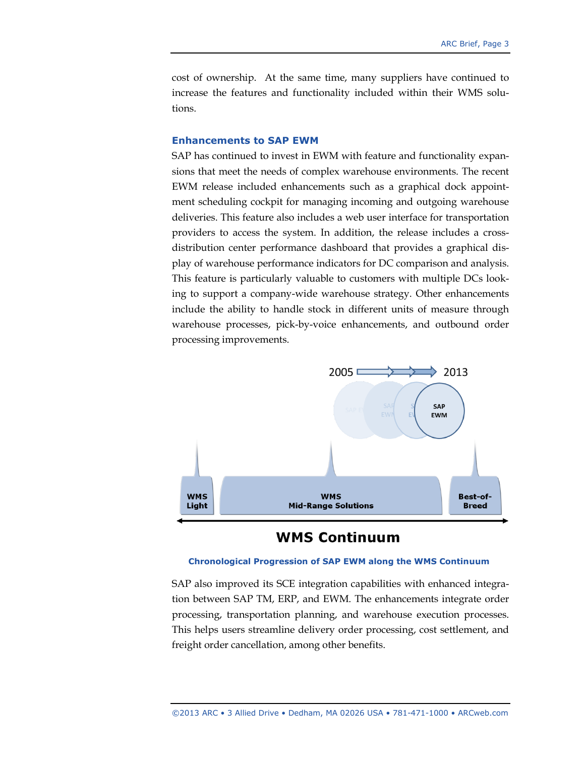cost of ownership. At the same time, many suppliers have continued to increase the features and functionality included within their WMS solutions.

## Enhancements to SAP EWM

SAP has continued to invest in EWM with feature and functionality expansions that meet the needs of complex warehouse environments. The recent EWM release included enhancements such as a graphical dock appointment scheduling cockpit for managing incoming and outgoing warehouse deliveries. This feature also includes a web user interface for transportation providers to access the system. In addition, the release includes a cross-distribution center performance dashboard that provides a graphical display of warehouse performance indicators for DC comparison and analysis. This feature is particularly valuable to customers with multiple DCs looking to support a company-wide warehouse strategy. Other enhancements include the ability to handle stock in different units of measure through warehouse processes, pick-by-voice enhancements, and outbound order processing improvements.

2005 → 2013

SAP EWM

WMS Light | WMS Mid-Range Solutions | Best-of-Breed

**WMS Continuum**

**Chronological Progression of SAP EWM along the WMS Continuum**

SAP also improved its SCE integration capabilities with enhanced integration between SAP TM, ERP, and EWM. The enhancements integrate order processing, transportation planning, and warehouse execution processes. This helps users streamline delivery order processing, cost settlement, and freight order cancellation, among other benefits.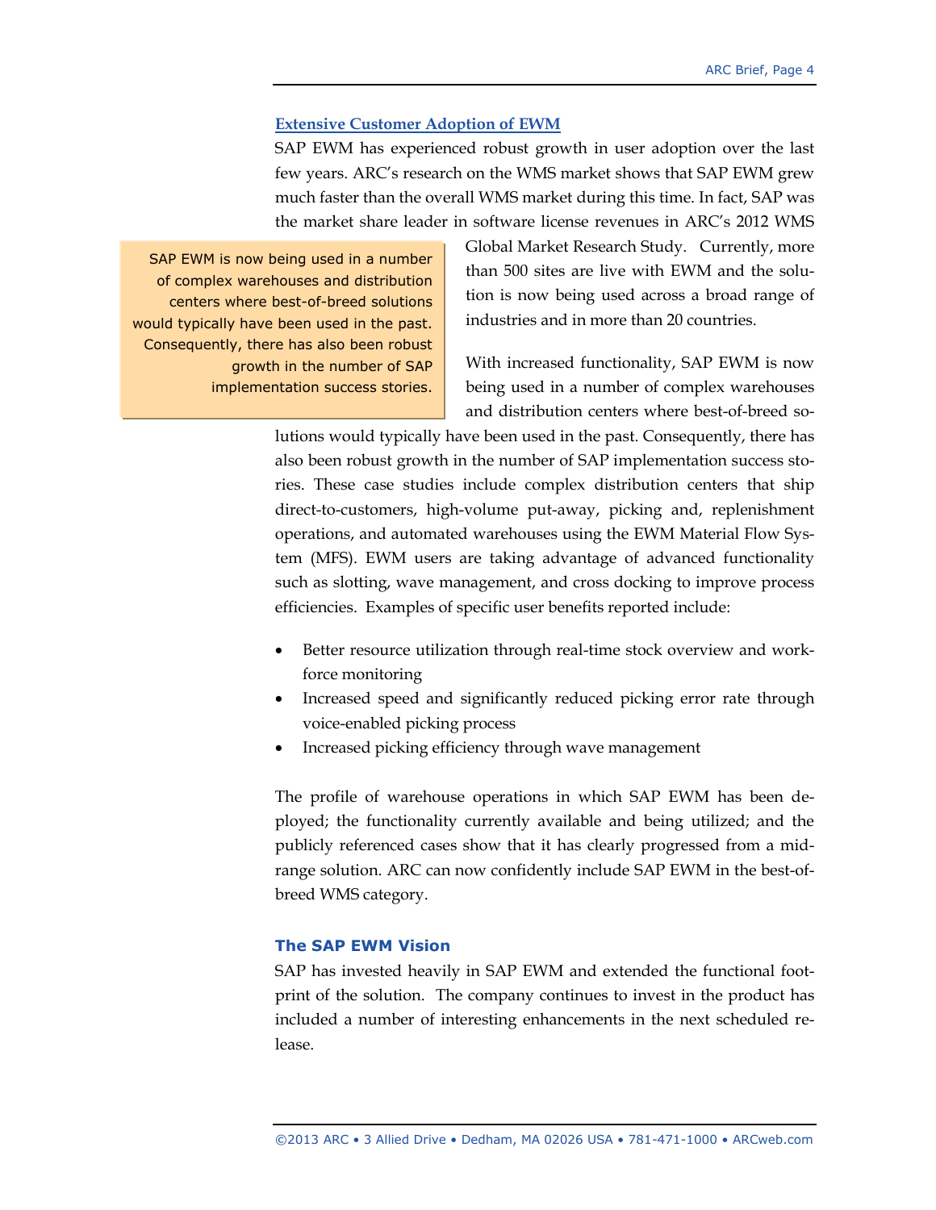## Extensive Customer Adoption of EWM

SAP EWM has experienced robust growth in user adoption over the last few years. ARC's research on the WMS market shows that SAP EWM grew much faster than the overall WMS market during this time. In fact, SAP was the market share leader in software license revenues in ARC's 2012 WMS Global Market Research Study. Currently, more than 500 sites are live with EWM and the solution is now being used across a broad range of industries and in more than 20 countries.

> SAP EWM is now being used in a number of complex warehouses and distribution centers where best-of-breed solutions would typically have been used in the past. Consequently, there has also been robust growth in the number of SAP implementation success stories.

With increased functionality, SAP EWM is now being used in a number of complex warehouses and distribution centers where best-of-breed solutions would typically have been used in the past. Consequently, there has also been robust growth in the number of SAP implementation success stories. These case studies include complex distribution centers that ship direct-to-customers, high-volume put-away, picking and, replenishment operations, and automated warehouses using the EWM Material Flow System (MFS). EWM users are taking advantage of advanced functionality such as slotting, wave management, and cross docking to improve process efficiencies. Examples of specific user benefits reported include:

- Better resource utilization through real-time stock overview and workforce monitoring
- Increased speed and significantly reduced picking error rate through voice-enabled picking process
- Increased picking efficiency through wave management

The profile of warehouse operations in which SAP EWM has been deployed; the functionality currently available and being utilized; and the publicly referenced cases show that it has clearly progressed from a midrange solution. ARC can now confidently include SAP EWM in the best-of-breed WMS category.

## The SAP EWM Vision

SAP has invested heavily in SAP EWM and extended the functional footprint of the solution. The company continues to invest in the product has included a number of interesting enhancements in the next scheduled release.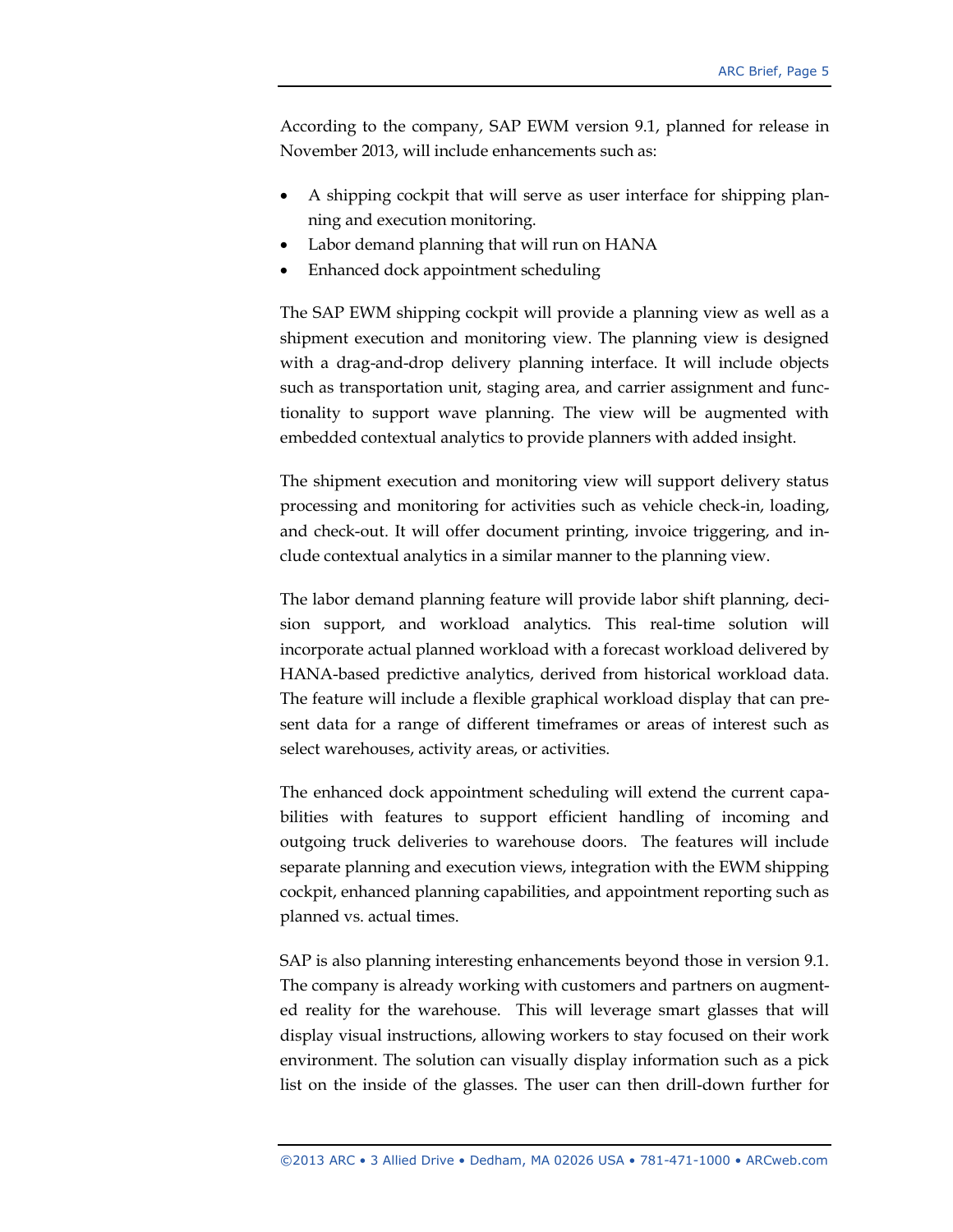According to the company, SAP EWM version 9.1, planned for release in November 2013, will include enhancements such as:

- A shipping cockpit that will serve as user interface for shipping planning and execution monitoring.
- Labor demand planning that will run on HANA
- Enhanced dock appointment scheduling

The SAP EWM shipping cockpit will provide a planning view as well as a shipment execution and monitoring view. The planning view is designed with a drag-and-drop delivery planning interface. It will include objects such as transportation unit, staging area, and carrier assignment and functionality to support wave planning. The view will be augmented with embedded contextual analytics to provide planners with added insight.

The shipment execution and monitoring view will support delivery status processing and monitoring for activities such as vehicle check-in, loading, and check-out. It will offer document printing, invoice triggering, and include contextual analytics in a similar manner to the planning view.

The labor demand planning feature will provide labor shift planning, decision support, and workload analytics. This real-time solution will incorporate actual planned workload with a forecast workload delivered by HANA-based predictive analytics, derived from historical workload data. The feature will include a flexible graphical workload display that can present data for a range of different timeframes or areas of interest such as select warehouses, activity areas, or activities.

The enhanced dock appointment scheduling will extend the current capabilities with features to support efficient handling of incoming and outgoing truck deliveries to warehouse doors. The features will include separate planning and execution views, integration with the EWM shipping cockpit, enhanced planning capabilities, and appointment reporting such as planned vs. actual times.

SAP is also planning interesting enhancements beyond those in version 9.1. The company is already working with customers and partners on augmented reality for the warehouse. This will leverage smart glasses that will display visual instructions, allowing workers to stay focused on their work environment. The solution can visually display information such as a pick list on the inside of the glasses. The user can then drill-down further for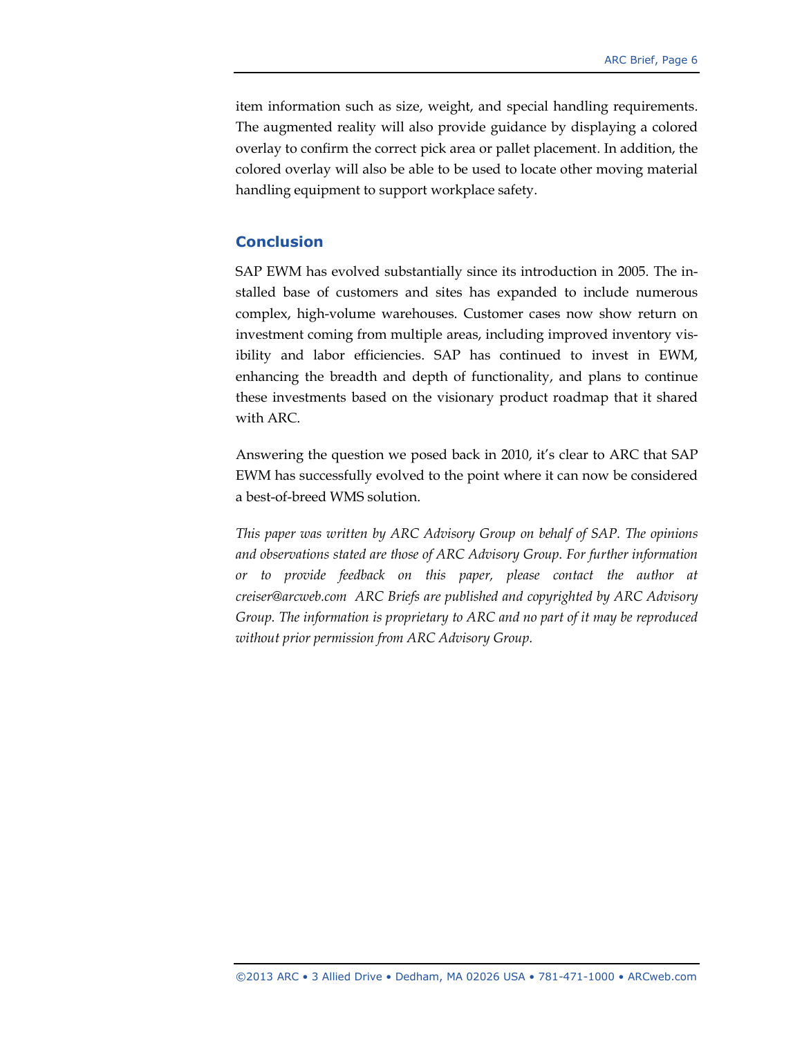item information such as size, weight, and special handling requirements. The augmented reality will also provide guidance by displaying a colored overlay to confirm the correct pick area or pallet placement. In addition, the colored overlay will also be able to be used to locate other moving material handling equipment to support workplace safety.

## Conclusion

SAP EWM has evolved substantially since its introduction in 2005. The installed base of customers and sites has expanded to include numerous complex, high-volume warehouses. Customer cases now show return on investment coming from multiple areas, including improved inventory visibility and labor efficiencies. SAP has continued to invest in EWM, enhancing the breadth and depth of functionality, and plans to continue these investments based on the visionary product roadmap that it shared with ARC.

Answering the question we posed back in 2010, it's clear to ARC that SAP EWM has successfully evolved to the point where it can now be considered a best-of-breed WMS solution.

*This paper was written by ARC Advisory Group on behalf of SAP. The opinions and observations stated are those of ARC Advisory Group. For further information or to provide feedback on this paper, please contact the author at creiser@arcweb.com ARC Briefs are published and copyrighted by ARC Advisory Group. The information is proprietary to ARC and no part of it may be reproduced without prior permission from ARC Advisory Group.*